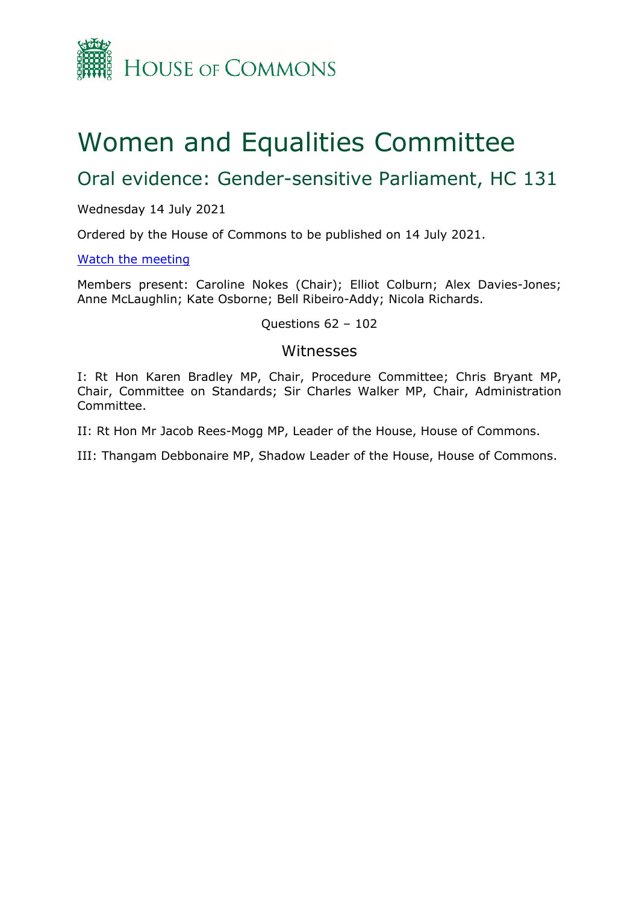HOUSE OF COMMONS

# Women and Equalities Committee

## Oral evidence: Gender-sensitive Parliament, HC 131

Wednesday 14 July 2021

Ordered by the House of Commons to be published on 14 July 2021.

Watch the meeting

Members present: Caroline Nokes (Chair); Elliot Colburn; Alex Davies-Jones; Anne McLaughlin; Kate Osborne; Bell Ribeiro-Addy; Nicola Richards.

Questions 62 – 102

### Witnesses

I: Rt Hon Karen Bradley MP, Chair, Procedure Committee; Chris Bryant MP, Chair, Committee on Standards; Sir Charles Walker MP, Chair, Administration Committee.

II: Rt Hon Mr Jacob Rees-Mogg MP, Leader of the House, House of Commons.

III: Thangam Debbonaire MP, Shadow Leader of the House, House of Commons.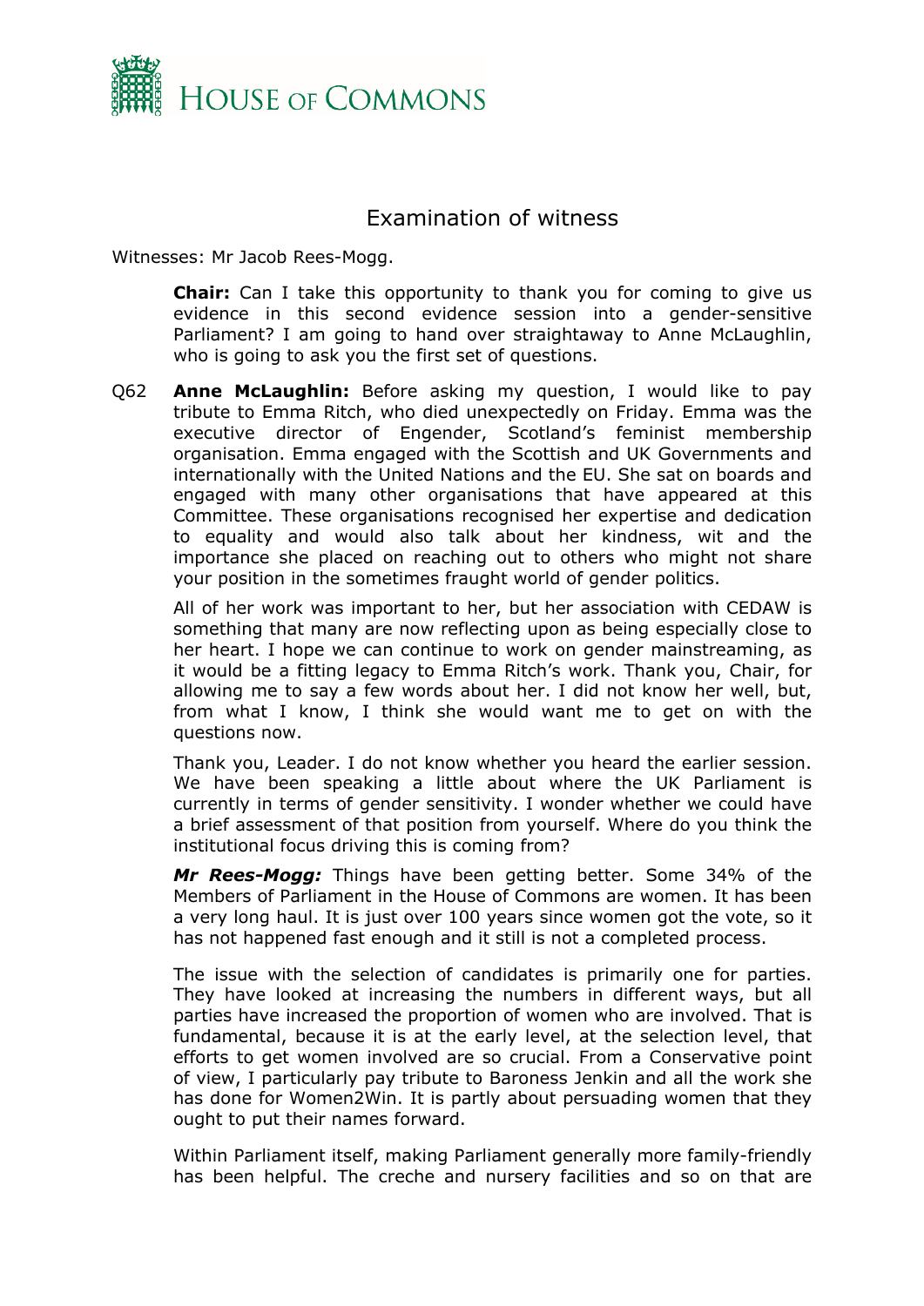HOUSE OF COMMONS

## Examination of witness

Witnesses: Mr Jacob Rees-Mogg.

**Chair:** Can I take this opportunity to thank you for coming to give us evidence in this second evidence session into a gender-sensitive Parliament? I am going to hand over straightaway to Anne McLaughlin, who is going to ask you the first set of questions.

Q62 **Anne McLaughlin:** Before asking my question, I would like to pay tribute to Emma Ritch, who died unexpectedly on Friday. Emma was the executive director of Engender, Scotland's feminist membership organisation. Emma engaged with the Scottish and UK Governments and internationally with the United Nations and the EU. She sat on boards and engaged with many other organisations that have appeared at this Committee. These organisations recognised her expertise and dedication to equality and would also talk about her kindness, wit and the importance she placed on reaching out to others who might not share your position in the sometimes fraught world of gender politics.

All of her work was important to her, but her association with CEDAW is something that many are now reflecting upon as being especially close to her heart. I hope we can continue to work on gender mainstreaming, as it would be a fitting legacy to Emma Ritch's work. Thank you, Chair, for allowing me to say a few words about her. I did not know her well, but, from what I know, I think she would want me to get on with the questions now.

Thank you, Leader. I do not know whether you heard the earlier session. We have been speaking a little about where the UK Parliament is currently in terms of gender sensitivity. I wonder whether we could have a brief assessment of that position from yourself. Where do you think the institutional focus driving this is coming from?

***Mr Rees-Mogg:*** Things have been getting better. Some 34% of the Members of Parliament in the House of Commons are women. It has been a very long haul. It is just over 100 years since women got the vote, so it has not happened fast enough and it still is not a completed process.

The issue with the selection of candidates is primarily one for parties. They have looked at increasing the numbers in different ways, but all parties have increased the proportion of women who are involved. That is fundamental, because it is at the early level, at the selection level, that efforts to get women involved are so crucial. From a Conservative point of view, I particularly pay tribute to Baroness Jenkin and all the work she has done for Women2Win. It is partly about persuading women that they ought to put their names forward.

Within Parliament itself, making Parliament generally more family-friendly has been helpful. The creche and nursery facilities and so on that are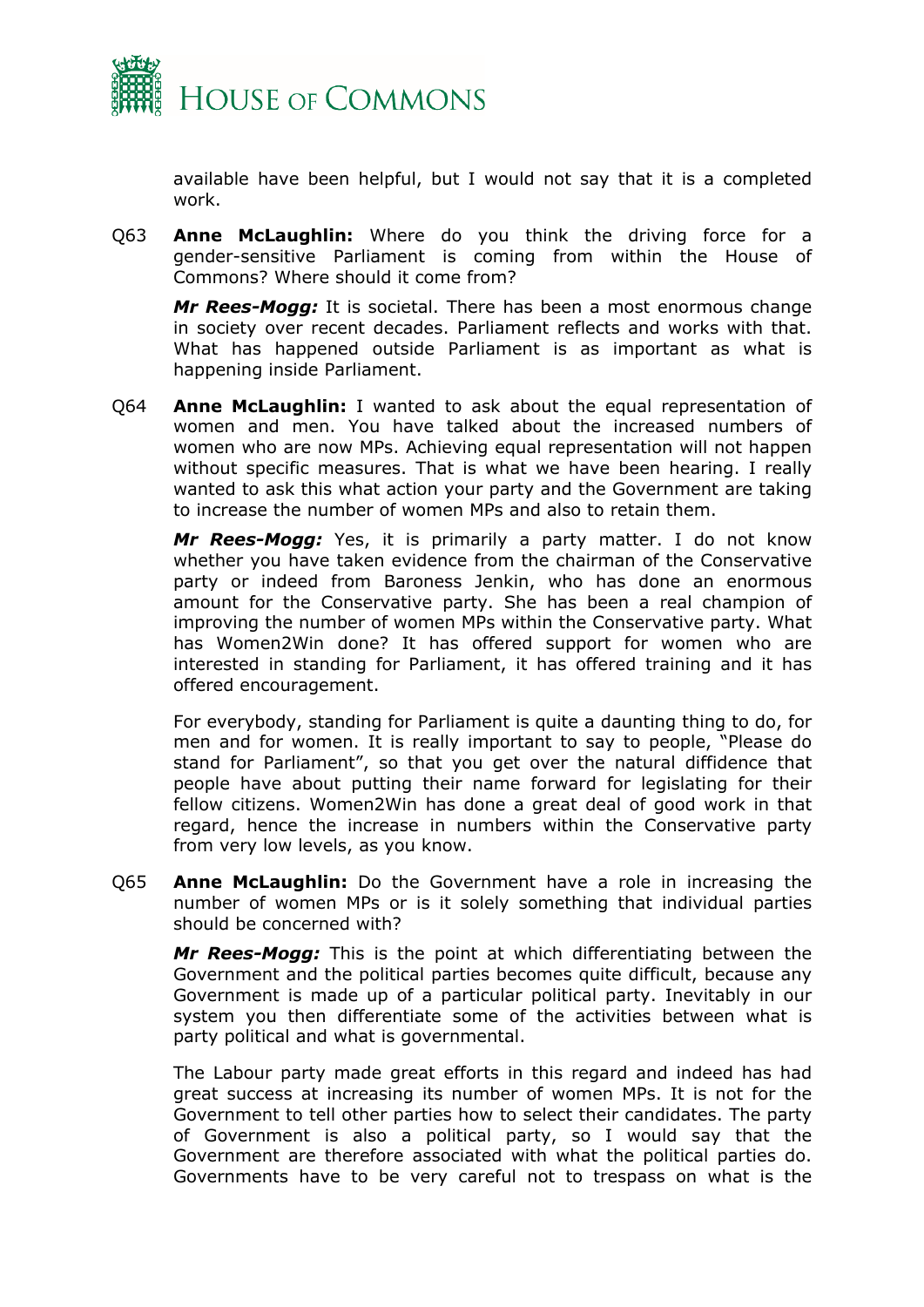available have been helpful, but I would not say that it is a completed work.

Q63 **Anne McLaughlin:** Where do you think the driving force for a gender-sensitive Parliament is coming from within the House of Commons? Where should it come from?

***Mr Rees-Mogg:*** It is societal. There has been a most enormous change in society over recent decades. Parliament reflects and works with that. What has happened outside Parliament is as important as what is happening inside Parliament.

Q64 **Anne McLaughlin:** I wanted to ask about the equal representation of women and men. You have talked about the increased numbers of women who are now MPs. Achieving equal representation will not happen without specific measures. That is what we have been hearing. I really wanted to ask this what action your party and the Government are taking to increase the number of women MPs and also to retain them.

***Mr Rees-Mogg:*** Yes, it is primarily a party matter. I do not know whether you have taken evidence from the chairman of the Conservative party or indeed from Baroness Jenkin, who has done an enormous amount for the Conservative party. She has been a real champion of improving the number of women MPs within the Conservative party. What has Women2Win done? It has offered support for women who are interested in standing for Parliament, it has offered training and it has offered encouragement.

For everybody, standing for Parliament is quite a daunting thing to do, for men and for women. It is really important to say to people, "Please do stand for Parliament", so that you get over the natural diffidence that people have about putting their name forward for legislating for their fellow citizens. Women2Win has done a great deal of good work in that regard, hence the increase in numbers within the Conservative party from very low levels, as you know.

Q65 **Anne McLaughlin:** Do the Government have a role in increasing the number of women MPs or is it solely something that individual parties should be concerned with?

***Mr Rees-Mogg:*** This is the point at which differentiating between the Government and the political parties becomes quite difficult, because any Government is made up of a particular political party. Inevitably in our system you then differentiate some of the activities between what is party political and what is governmental.

The Labour party made great efforts in this regard and indeed has had great success at increasing its number of women MPs. It is not for the Government to tell other parties how to select their candidates. The party of Government is also a political party, so I would say that the Government are therefore associated with what the political parties do. Governments have to be very careful not to trespass on what is the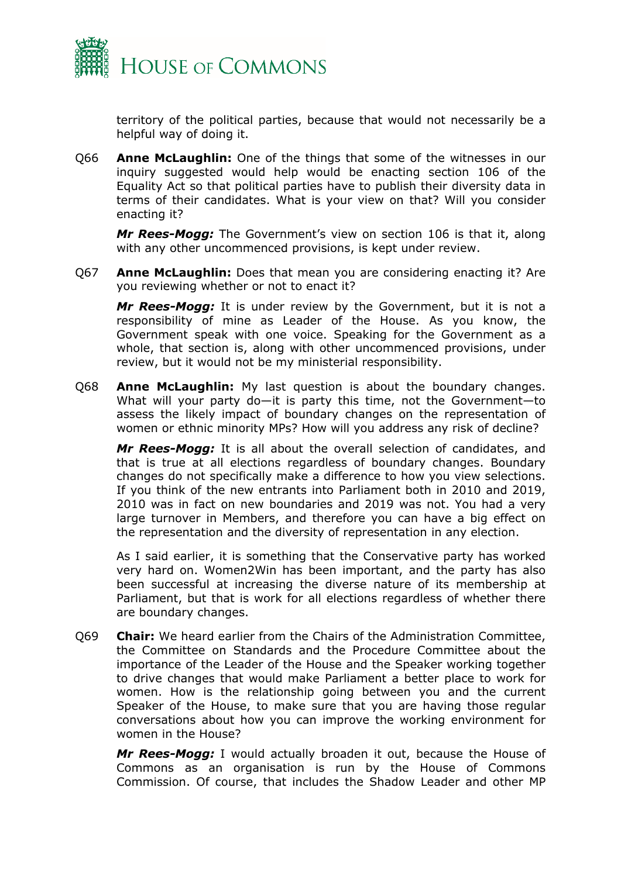territory of the political parties, because that would not necessarily be a helpful way of doing it.

Q66 **Anne McLaughlin:** One of the things that some of the witnesses in our inquiry suggested would help would be enacting section 106 of the Equality Act so that political parties have to publish their diversity data in terms of their candidates. What is your view on that? Will you consider enacting it?

***Mr Rees-Mogg:*** The Government's view on section 106 is that it, along with any other uncommenced provisions, is kept under review.

Q67 **Anne McLaughlin:** Does that mean you are considering enacting it? Are you reviewing whether or not to enact it?

***Mr Rees-Mogg:*** It is under review by the Government, but it is not a responsibility of mine as Leader of the House. As you know, the Government speak with one voice. Speaking for the Government as a whole, that section is, along with other uncommenced provisions, under review, but it would not be my ministerial responsibility.

Q68 **Anne McLaughlin:** My last question is about the boundary changes. What will your party do—it is party this time, not the Government—to assess the likely impact of boundary changes on the representation of women or ethnic minority MPs? How will you address any risk of decline?

***Mr Rees-Mogg:*** It is all about the overall selection of candidates, and that is true at all elections regardless of boundary changes. Boundary changes do not specifically make a difference to how you view selections. If you think of the new entrants into Parliament both in 2010 and 2019, 2010 was in fact on new boundaries and 2019 was not. You had a very large turnover in Members, and therefore you can have a big effect on the representation and the diversity of representation in any election.

As I said earlier, it is something that the Conservative party has worked very hard on. Women2Win has been important, and the party has also been successful at increasing the diverse nature of its membership at Parliament, but that is work for all elections regardless of whether there are boundary changes.

Q69 **Chair:** We heard earlier from the Chairs of the Administration Committee, the Committee on Standards and the Procedure Committee about the importance of the Leader of the House and the Speaker working together to drive changes that would make Parliament a better place to work for women. How is the relationship going between you and the current Speaker of the House, to make sure that you are having those regular conversations about how you can improve the working environment for women in the House?

***Mr Rees-Mogg:*** I would actually broaden it out, because the House of Commons as an organisation is run by the House of Commons Commission. Of course, that includes the Shadow Leader and other MP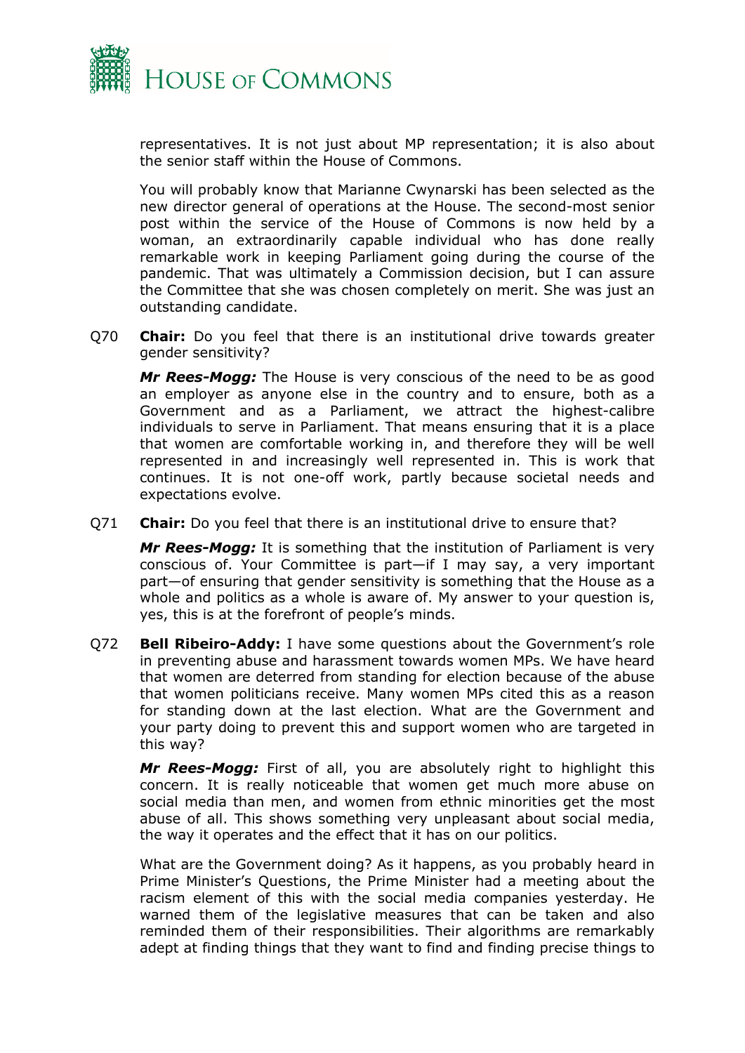representatives. It is not just about MP representation; it is also about the senior staff within the House of Commons.

You will probably know that Marianne Cwynarski has been selected as the new director general of operations at the House. The second-most senior post within the service of the House of Commons is now held by a woman, an extraordinarily capable individual who has done really remarkable work in keeping Parliament going during the course of the pandemic. That was ultimately a Commission decision, but I can assure the Committee that she was chosen completely on merit. She was just an outstanding candidate.

Q70 **Chair:** Do you feel that there is an institutional drive towards greater gender sensitivity?

***Mr Rees-Mogg:*** The House is very conscious of the need to be as good an employer as anyone else in the country and to ensure, both as a Government and as a Parliament, we attract the highest-calibre individuals to serve in Parliament. That means ensuring that it is a place that women are comfortable working in, and therefore they will be well represented in and increasingly well represented in. This is work that continues. It is not one-off work, partly because societal needs and expectations evolve.

Q71 **Chair:** Do you feel that there is an institutional drive to ensure that?

***Mr Rees-Mogg:*** It is something that the institution of Parliament is very conscious of. Your Committee is part—if I may say, a very important part—of ensuring that gender sensitivity is something that the House as a whole and politics as a whole is aware of. My answer to your question is, yes, this is at the forefront of people's minds.

Q72 **Bell Ribeiro-Addy:** I have some questions about the Government's role in preventing abuse and harassment towards women MPs. We have heard that women are deterred from standing for election because of the abuse that women politicians receive. Many women MPs cited this as a reason for standing down at the last election. What are the Government and your party doing to prevent this and support women who are targeted in this way?

***Mr Rees-Mogg:*** First of all, you are absolutely right to highlight this concern. It is really noticeable that women get much more abuse on social media than men, and women from ethnic minorities get the most abuse of all. This shows something very unpleasant about social media, the way it operates and the effect that it has on our politics.

What are the Government doing? As it happens, as you probably heard in Prime Minister's Questions, the Prime Minister had a meeting about the racism element of this with the social media companies yesterday. He warned them of the legislative measures that can be taken and also reminded them of their responsibilities. Their algorithms are remarkably adept at finding things that they want to find and finding precise things to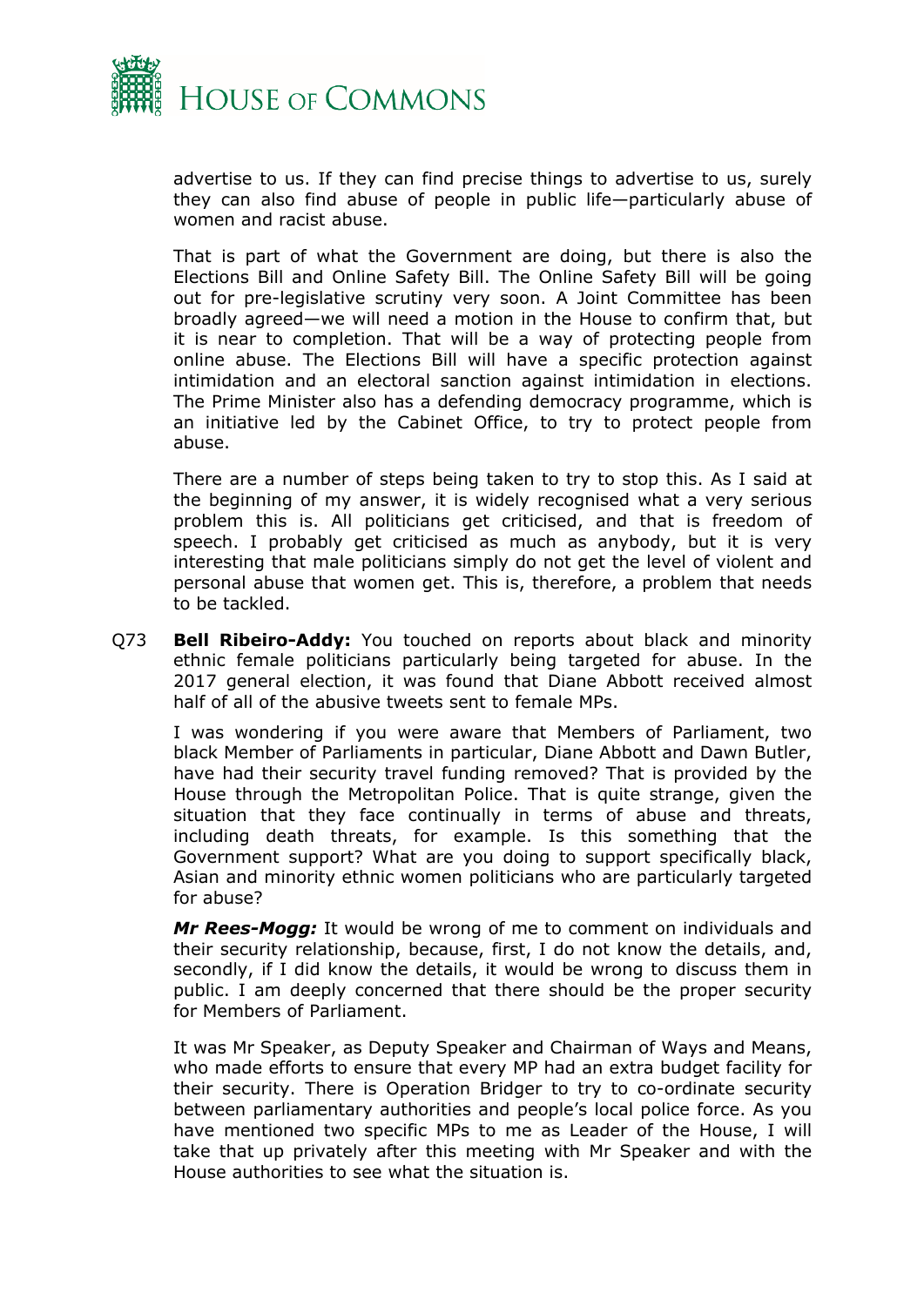advertise to us. If they can find precise things to advertise to us, surely they can also find abuse of people in public life—particularly abuse of women and racist abuse.

That is part of what the Government are doing, but there is also the Elections Bill and Online Safety Bill. The Online Safety Bill will be going out for pre-legislative scrutiny very soon. A Joint Committee has been broadly agreed—we will need a motion in the House to confirm that, but it is near to completion. That will be a way of protecting people from online abuse. The Elections Bill will have a specific protection against intimidation and an electoral sanction against intimidation in elections. The Prime Minister also has a defending democracy programme, which is an initiative led by the Cabinet Office, to try to protect people from abuse.

There are a number of steps being taken to try to stop this. As I said at the beginning of my answer, it is widely recognised what a very serious problem this is. All politicians get criticised, and that is freedom of speech. I probably get criticised as much as anybody, but it is very interesting that male politicians simply do not get the level of violent and personal abuse that women get. This is, therefore, a problem that needs to be tackled.

Q73 **Bell Ribeiro-Addy:** You touched on reports about black and minority ethnic female politicians particularly being targeted for abuse. In the 2017 general election, it was found that Diane Abbott received almost half of all of the abusive tweets sent to female MPs.

I was wondering if you were aware that Members of Parliament, two black Member of Parliaments in particular, Diane Abbott and Dawn Butler, have had their security travel funding removed? That is provided by the House through the Metropolitan Police. That is quite strange, given the situation that they face continually in terms of abuse and threats, including death threats, for example. Is this something that the Government support? What are you doing to support specifically black, Asian and minority ethnic women politicians who are particularly targeted for abuse?

***Mr Rees-Mogg:*** It would be wrong of me to comment on individuals and their security relationship, because, first, I do not know the details, and, secondly, if I did know the details, it would be wrong to discuss them in public. I am deeply concerned that there should be the proper security for Members of Parliament.

It was Mr Speaker, as Deputy Speaker and Chairman of Ways and Means, who made efforts to ensure that every MP had an extra budget facility for their security. There is Operation Bridger to try to co-ordinate security between parliamentary authorities and people's local police force. As you have mentioned two specific MPs to me as Leader of the House, I will take that up privately after this meeting with Mr Speaker and with the House authorities to see what the situation is.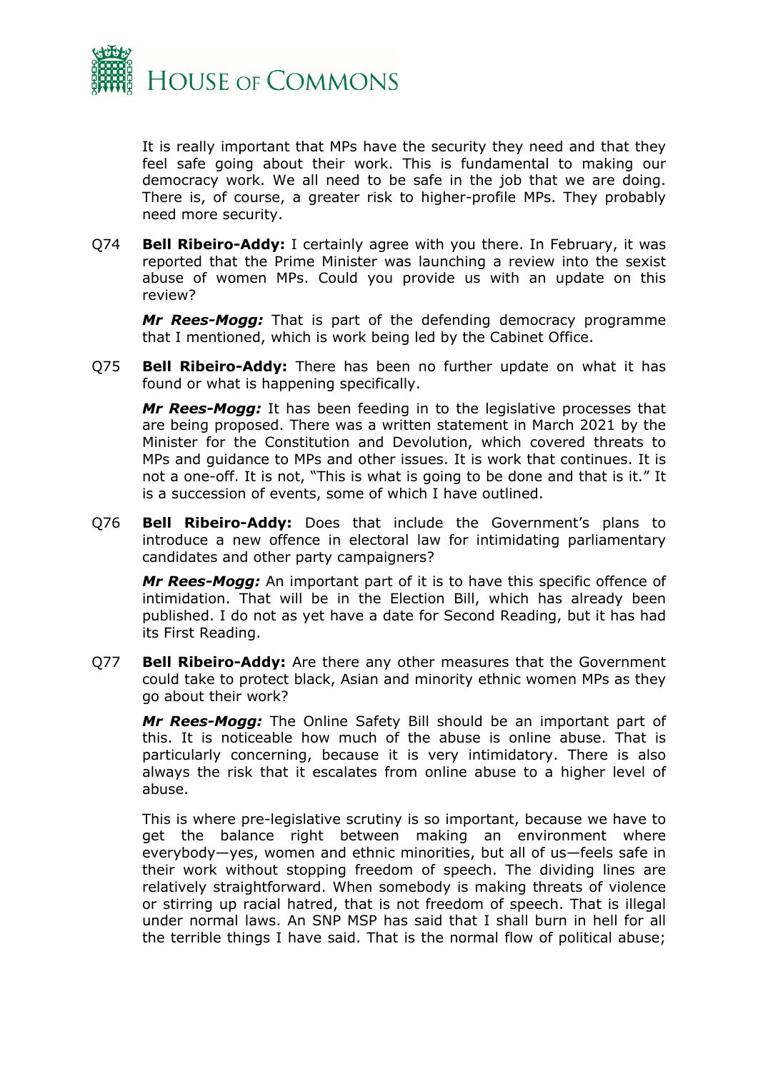It is really important that MPs have the security they need and that they feel safe going about their work. This is fundamental to making our democracy work. We all need to be safe in the job that we are doing. There is, of course, a greater risk to higher-profile MPs. They probably need more security.

Q74 **Bell Ribeiro-Addy:** I certainly agree with you there. In February, it was reported that the Prime Minister was launching a review into the sexist abuse of women MPs. Could you provide us with an update on this review?

***Mr Rees-Mogg:*** That is part of the defending democracy programme that I mentioned, which is work being led by the Cabinet Office.

Q75 **Bell Ribeiro-Addy:** There has been no further update on what it has found or what is happening specifically.

***Mr Rees-Mogg:*** It has been feeding in to the legislative processes that are being proposed. There was a written statement in March 2021 by the Minister for the Constitution and Devolution, which covered threats to MPs and guidance to MPs and other issues. It is work that continues. It is not a one-off. It is not, "This is what is going to be done and that is it." It is a succession of events, some of which I have outlined.

Q76 **Bell Ribeiro-Addy:** Does that include the Government's plans to introduce a new offence in electoral law for intimidating parliamentary candidates and other party campaigners?

***Mr Rees-Mogg:*** An important part of it is to have this specific offence of intimidation. That will be in the Election Bill, which has already been published. I do not as yet have a date for Second Reading, but it has had its First Reading.

Q77 **Bell Ribeiro-Addy:** Are there any other measures that the Government could take to protect black, Asian and minority ethnic women MPs as they go about their work?

***Mr Rees-Mogg:*** The Online Safety Bill should be an important part of this. It is noticeable how much of the abuse is online abuse. That is particularly concerning, because it is very intimidatory. There is also always the risk that it escalates from online abuse to a higher level of abuse.

This is where pre-legislative scrutiny is so important, because we have to get the balance right between making an environment where everybody—yes, women and ethnic minorities, but all of us—feels safe in their work without stopping freedom of speech. The dividing lines are relatively straightforward. When somebody is making threats of violence or stirring up racial hatred, that is not freedom of speech. That is illegal under normal laws. An SNP MSP has said that I shall burn in hell for all the terrible things I have said. That is the normal flow of political abuse;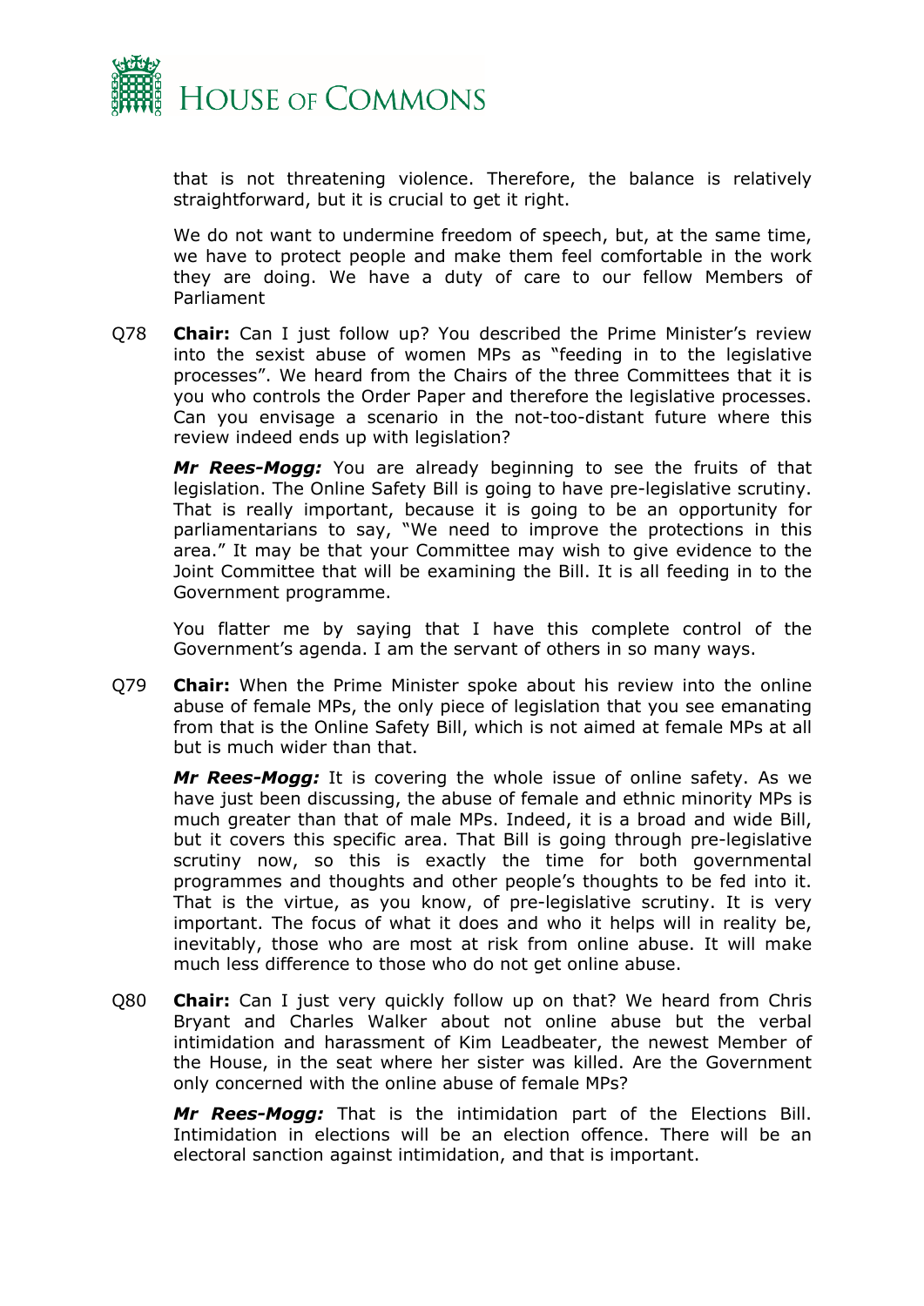that is not threatening violence. Therefore, the balance is relatively straightforward, but it is crucial to get it right.

We do not want to undermine freedom of speech, but, at the same time, we have to protect people and make them feel comfortable in the work they are doing. We have a duty of care to our fellow Members of Parliament

Q78 **Chair:** Can I just follow up? You described the Prime Minister's review into the sexist abuse of women MPs as "feeding in to the legislative processes". We heard from the Chairs of the three Committees that it is you who controls the Order Paper and therefore the legislative processes. Can you envisage a scenario in the not-too-distant future where this review indeed ends up with legislation?

***Mr Rees-Mogg:*** You are already beginning to see the fruits of that legislation. The Online Safety Bill is going to have pre-legislative scrutiny. That is really important, because it is going to be an opportunity for parliamentarians to say, "We need to improve the protections in this area." It may be that your Committee may wish to give evidence to the Joint Committee that will be examining the Bill. It is all feeding in to the Government programme.

You flatter me by saying that I have this complete control of the Government's agenda. I am the servant of others in so many ways.

Q79 **Chair:** When the Prime Minister spoke about his review into the online abuse of female MPs, the only piece of legislation that you see emanating from that is the Online Safety Bill, which is not aimed at female MPs at all but is much wider than that.

***Mr Rees-Mogg:*** It is covering the whole issue of online safety. As we have just been discussing, the abuse of female and ethnic minority MPs is much greater than that of male MPs. Indeed, it is a broad and wide Bill, but it covers this specific area. That Bill is going through pre-legislative scrutiny now, so this is exactly the time for both governmental programmes and thoughts and other people's thoughts to be fed into it. That is the virtue, as you know, of pre-legislative scrutiny. It is very important. The focus of what it does and who it helps will in reality be, inevitably, those who are most at risk from online abuse. It will make much less difference to those who do not get online abuse.

Q80 **Chair:** Can I just very quickly follow up on that? We heard from Chris Bryant and Charles Walker about not online abuse but the verbal intimidation and harassment of Kim Leadbeater, the newest Member of the House, in the seat where her sister was killed. Are the Government only concerned with the online abuse of female MPs?

***Mr Rees-Mogg:*** That is the intimidation part of the Elections Bill. Intimidation in elections will be an election offence. There will be an electoral sanction against intimidation, and that is important.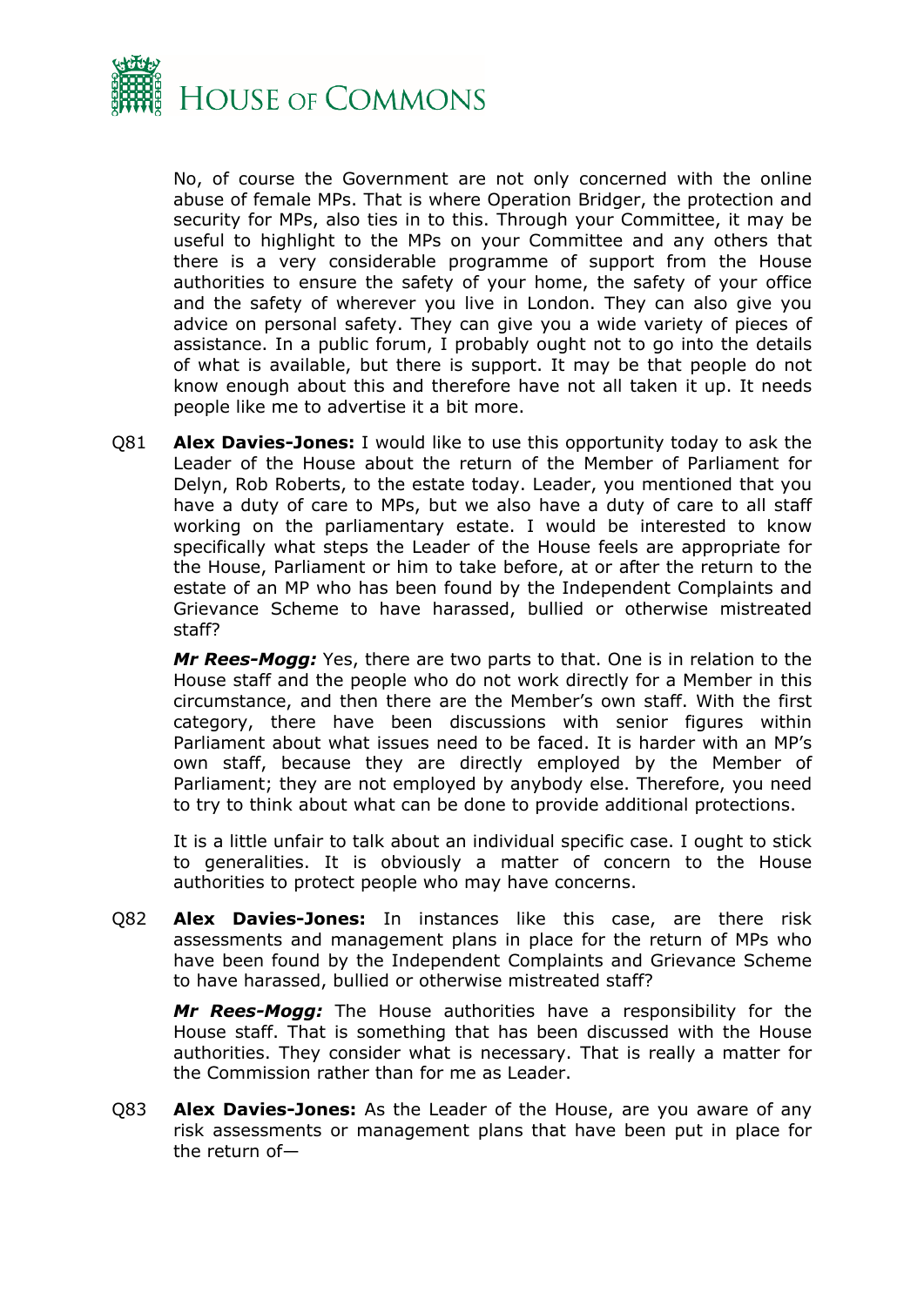No, of course the Government are not only concerned with the online abuse of female MPs. That is where Operation Bridger, the protection and security for MPs, also ties in to this. Through your Committee, it may be useful to highlight to the MPs on your Committee and any others that there is a very considerable programme of support from the House authorities to ensure the safety of your home, the safety of your office and the safety of wherever you live in London. They can also give you advice on personal safety. They can give you a wide variety of pieces of assistance. In a public forum, I probably ought not to go into the details of what is available, but there is support. It may be that people do not know enough about this and therefore have not all taken it up. It needs people like me to advertise it a bit more.

Q81 **Alex Davies-Jones:** I would like to use this opportunity today to ask the Leader of the House about the return of the Member of Parliament for Delyn, Rob Roberts, to the estate today. Leader, you mentioned that you have a duty of care to MPs, but we also have a duty of care to all staff working on the parliamentary estate. I would be interested to know specifically what steps the Leader of the House feels are appropriate for the House, Parliament or him to take before, at or after the return to the estate of an MP who has been found by the Independent Complaints and Grievance Scheme to have harassed, bullied or otherwise mistreated staff?

***Mr Rees-Mogg:*** Yes, there are two parts to that. One is in relation to the House staff and the people who do not work directly for a Member in this circumstance, and then there are the Member's own staff. With the first category, there have been discussions with senior figures within Parliament about what issues need to be faced. It is harder with an MP's own staff, because they are directly employed by the Member of Parliament; they are not employed by anybody else. Therefore, you need to try to think about what can be done to provide additional protections.

It is a little unfair to talk about an individual specific case. I ought to stick to generalities. It is obviously a matter of concern to the House authorities to protect people who may have concerns.

Q82 **Alex Davies-Jones:** In instances like this case, are there risk assessments and management plans in place for the return of MPs who have been found by the Independent Complaints and Grievance Scheme to have harassed, bullied or otherwise mistreated staff?

***Mr Rees-Mogg:*** The House authorities have a responsibility for the House staff. That is something that has been discussed with the House authorities. They consider what is necessary. That is really a matter for the Commission rather than for me as Leader.

Q83 **Alex Davies-Jones:** As the Leader of the House, are you aware of any risk assessments or management plans that have been put in place for the return of—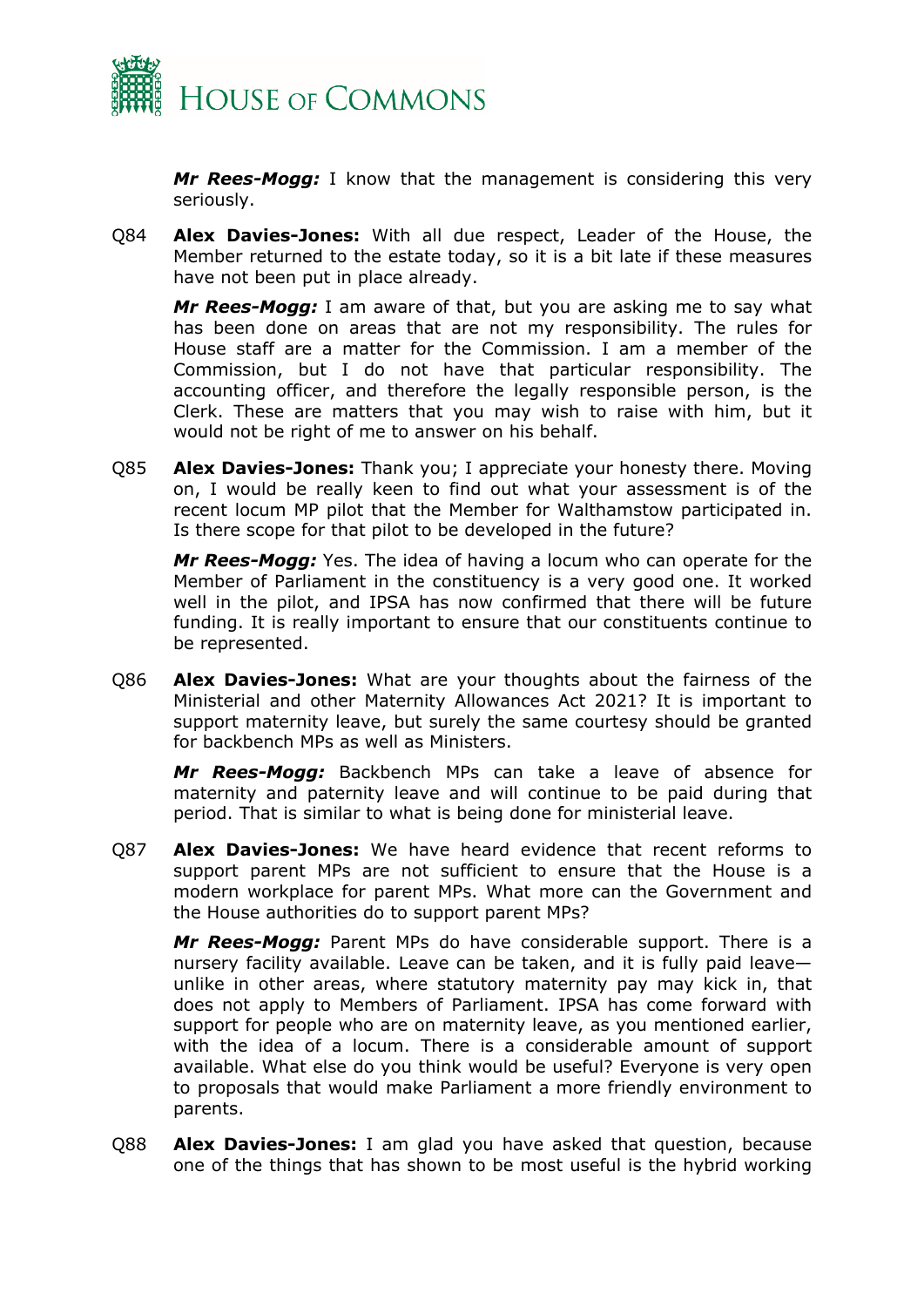***Mr Rees-Mogg:*** I know that the management is considering this very seriously.

Q84 **Alex Davies-Jones:** With all due respect, Leader of the House, the Member returned to the estate today, so it is a bit late if these measures have not been put in place already.

***Mr Rees-Mogg:*** I am aware of that, but you are asking me to say what has been done on areas that are not my responsibility. The rules for House staff are a matter for the Commission. I am a member of the Commission, but I do not have that particular responsibility. The accounting officer, and therefore the legally responsible person, is the Clerk. These are matters that you may wish to raise with him, but it would not be right of me to answer on his behalf.

Q85 **Alex Davies-Jones:** Thank you; I appreciate your honesty there. Moving on, I would be really keen to find out what your assessment is of the recent locum MP pilot that the Member for Walthamstow participated in. Is there scope for that pilot to be developed in the future?

***Mr Rees-Mogg:*** Yes. The idea of having a locum who can operate for the Member of Parliament in the constituency is a very good one. It worked well in the pilot, and IPSA has now confirmed that there will be future funding. It is really important to ensure that our constituents continue to be represented.

Q86 **Alex Davies-Jones:** What are your thoughts about the fairness of the Ministerial and other Maternity Allowances Act 2021? It is important to support maternity leave, but surely the same courtesy should be granted for backbench MPs as well as Ministers.

***Mr Rees-Mogg:*** Backbench MPs can take a leave of absence for maternity and paternity leave and will continue to be paid during that period. That is similar to what is being done for ministerial leave.

Q87 **Alex Davies-Jones:** We have heard evidence that recent reforms to support parent MPs are not sufficient to ensure that the House is a modern workplace for parent MPs. What more can the Government and the House authorities do to support parent MPs?

***Mr Rees-Mogg:*** Parent MPs do have considerable support. There is a nursery facility available. Leave can be taken, and it is fully paid leave—unlike in other areas, where statutory maternity pay may kick in, that does not apply to Members of Parliament. IPSA has come forward with support for people who are on maternity leave, as you mentioned earlier, with the idea of a locum. There is a considerable amount of support available. What else do you think would be useful? Everyone is very open to proposals that would make Parliament a more friendly environment to parents.

Q88 **Alex Davies-Jones:** I am glad you have asked that question, because one of the things that has shown to be most useful is the hybrid working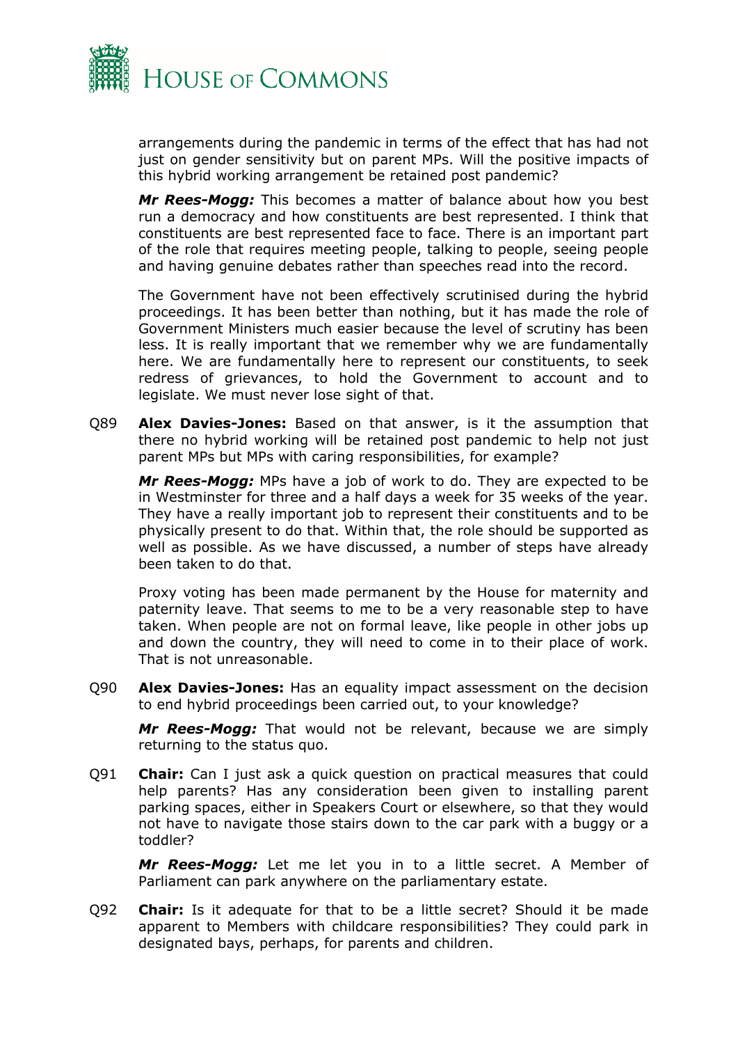arrangements during the pandemic in terms of the effect that has had not just on gender sensitivity but on parent MPs. Will the positive impacts of this hybrid working arrangement be retained post pandemic?

***Mr Rees-Mogg:*** This becomes a matter of balance about how you best run a democracy and how constituents are best represented. I think that constituents are best represented face to face. There is an important part of the role that requires meeting people, talking to people, seeing people and having genuine debates rather than speeches read into the record.

The Government have not been effectively scrutinised during the hybrid proceedings. It has been better than nothing, but it has made the role of Government Ministers much easier because the level of scrutiny has been less. It is really important that we remember why we are fundamentally here. We are fundamentally here to represent our constituents, to seek redress of grievances, to hold the Government to account and to legislate. We must never lose sight of that.

Q89 **Alex Davies-Jones:** Based on that answer, is it the assumption that there no hybrid working will be retained post pandemic to help not just parent MPs but MPs with caring responsibilities, for example?

***Mr Rees-Mogg:*** MPs have a job of work to do. They are expected to be in Westminster for three and a half days a week for 35 weeks of the year. They have a really important job to represent their constituents and to be physically present to do that. Within that, the role should be supported as well as possible. As we have discussed, a number of steps have already been taken to do that.

Proxy voting has been made permanent by the House for maternity and paternity leave. That seems to me to be a very reasonable step to have taken. When people are not on formal leave, like people in other jobs up and down the country, they will need to come in to their place of work. That is not unreasonable.

Q90 **Alex Davies-Jones:** Has an equality impact assessment on the decision to end hybrid proceedings been carried out, to your knowledge?

***Mr Rees-Mogg:*** That would not be relevant, because we are simply returning to the status quo.

Q91 **Chair:** Can I just ask a quick question on practical measures that could help parents? Has any consideration been given to installing parent parking spaces, either in Speakers Court or elsewhere, so that they would not have to navigate those stairs down to the car park with a buggy or a toddler?

***Mr Rees-Mogg:*** Let me let you in to a little secret. A Member of Parliament can park anywhere on the parliamentary estate.

Q92 **Chair:** Is it adequate for that to be a little secret? Should it be made apparent to Members with childcare responsibilities? They could park in designated bays, perhaps, for parents and children.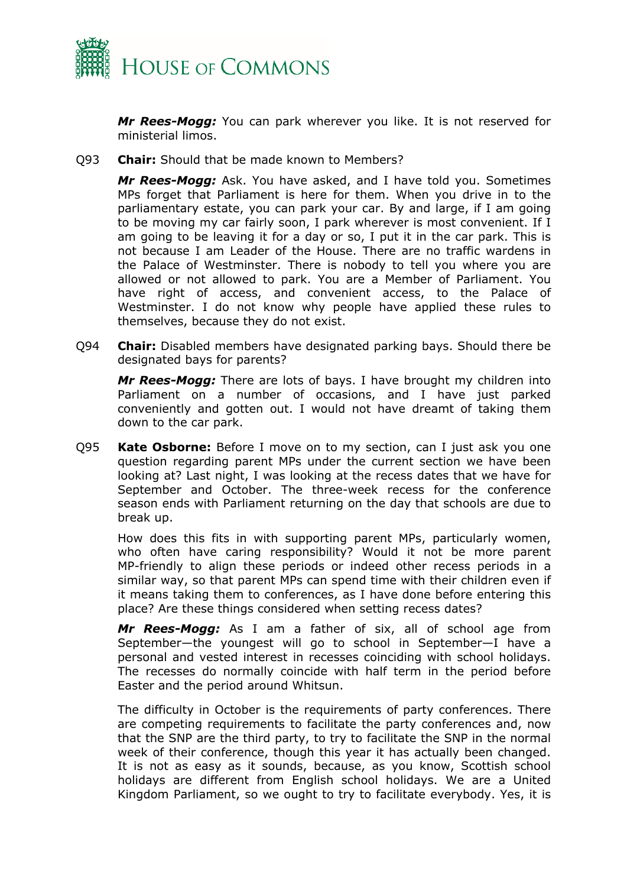***Mr Rees-Mogg:*** You can park wherever you like. It is not reserved for ministerial limos.

Q93 **Chair:** Should that be made known to Members?

***Mr Rees-Mogg:*** Ask. You have asked, and I have told you. Sometimes MPs forget that Parliament is here for them. When you drive in to the parliamentary estate, you can park your car. By and large, if I am going to be moving my car fairly soon, I park wherever is most convenient. If I am going to be leaving it for a day or so, I put it in the car park. This is not because I am Leader of the House. There are no traffic wardens in the Palace of Westminster. There is nobody to tell you where you are allowed or not allowed to park. You are a Member of Parliament. You have right of access, and convenient access, to the Palace of Westminster. I do not know why people have applied these rules to themselves, because they do not exist.

Q94 **Chair:** Disabled members have designated parking bays. Should there be designated bays for parents?

***Mr Rees-Mogg:*** There are lots of bays. I have brought my children into Parliament on a number of occasions, and I have just parked conveniently and gotten out. I would not have dreamt of taking them down to the car park.

Q95 **Kate Osborne:** Before I move on to my section, can I just ask you one question regarding parent MPs under the current section we have been looking at? Last night, I was looking at the recess dates that we have for September and October. The three-week recess for the conference season ends with Parliament returning on the day that schools are due to break up.

How does this fits in with supporting parent MPs, particularly women, who often have caring responsibility? Would it not be more parent MP-friendly to align these periods or indeed other recess periods in a similar way, so that parent MPs can spend time with their children even if it means taking them to conferences, as I have done before entering this place? Are these things considered when setting recess dates?

***Mr Rees-Mogg:*** As I am a father of six, all of school age from September—the youngest will go to school in September—I have a personal and vested interest in recesses coinciding with school holidays. The recesses do normally coincide with half term in the period before Easter and the period around Whitsun.

The difficulty in October is the requirements of party conferences. There are competing requirements to facilitate the party conferences and, now that the SNP are the third party, to try to facilitate the SNP in the normal week of their conference, though this year it has actually been changed. It is not as easy as it sounds, because, as you know, Scottish school holidays are different from English school holidays. We are a United Kingdom Parliament, so we ought to try to facilitate everybody. Yes, it is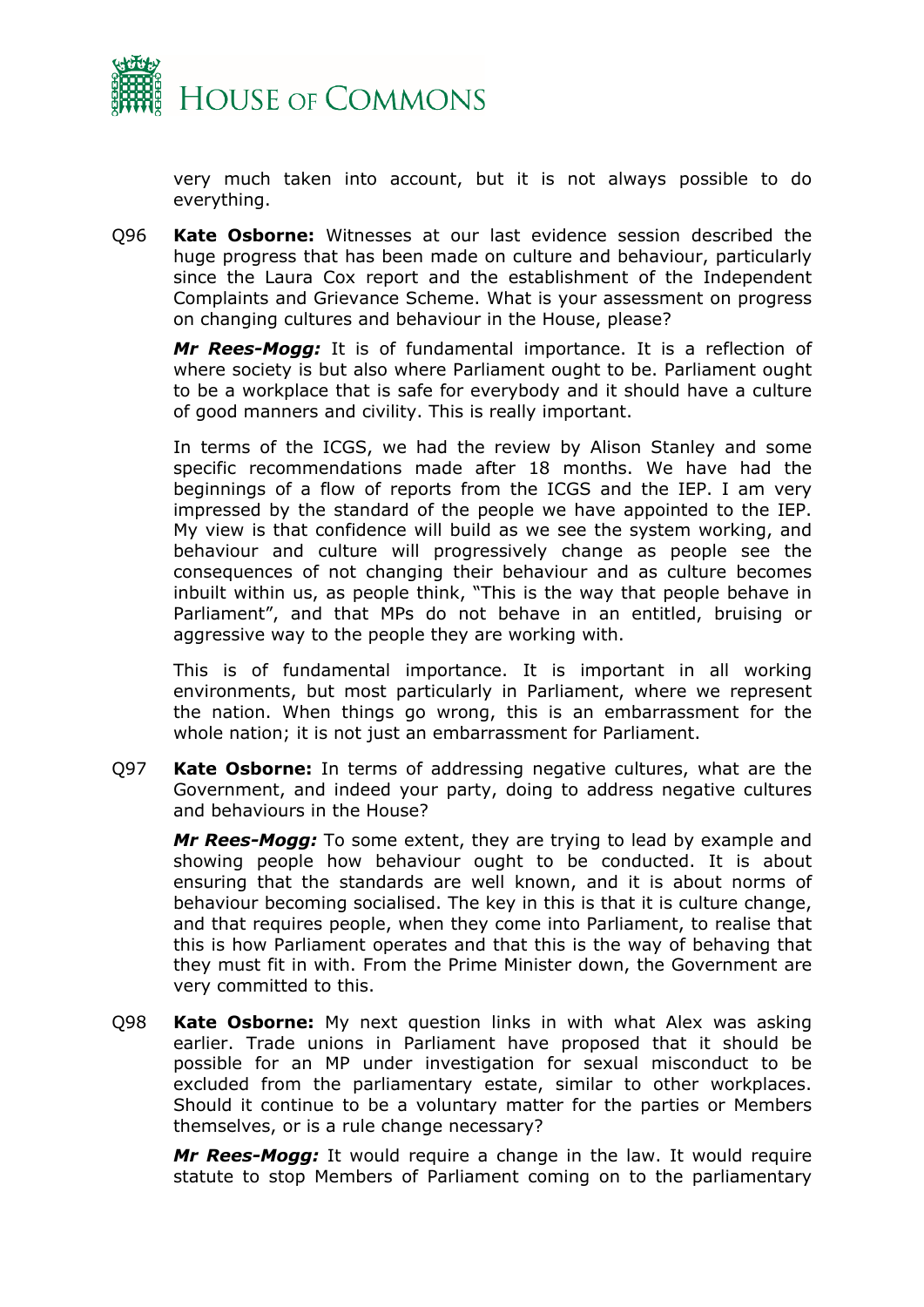very much taken into account, but it is not always possible to do everything.

Q96 **Kate Osborne:** Witnesses at our last evidence session described the huge progress that has been made on culture and behaviour, particularly since the Laura Cox report and the establishment of the Independent Complaints and Grievance Scheme. What is your assessment on progress on changing cultures and behaviour in the House, please?

***Mr Rees-Mogg:*** It is of fundamental importance. It is a reflection of where society is but also where Parliament ought to be. Parliament ought to be a workplace that is safe for everybody and it should have a culture of good manners and civility. This is really important.

In terms of the ICGS, we had the review by Alison Stanley and some specific recommendations made after 18 months. We have had the beginnings of a flow of reports from the ICGS and the IEP. I am very impressed by the standard of the people we have appointed to the IEP. My view is that confidence will build as we see the system working, and behaviour and culture will progressively change as people see the consequences of not changing their behaviour and as culture becomes inbuilt within us, as people think, "This is the way that people behave in Parliament", and that MPs do not behave in an entitled, bruising or aggressive way to the people they are working with.

This is of fundamental importance. It is important in all working environments, but most particularly in Parliament, where we represent the nation. When things go wrong, this is an embarrassment for the whole nation; it is not just an embarrassment for Parliament.

Q97 **Kate Osborne:** In terms of addressing negative cultures, what are the Government, and indeed your party, doing to address negative cultures and behaviours in the House?

***Mr Rees-Mogg:*** To some extent, they are trying to lead by example and showing people how behaviour ought to be conducted. It is about ensuring that the standards are well known, and it is about norms of behaviour becoming socialised. The key in this is that it is culture change, and that requires people, when they come into Parliament, to realise that this is how Parliament operates and that this is the way of behaving that they must fit in with. From the Prime Minister down, the Government are very committed to this.

Q98 **Kate Osborne:** My next question links in with what Alex was asking earlier. Trade unions in Parliament have proposed that it should be possible for an MP under investigation for sexual misconduct to be excluded from the parliamentary estate, similar to other workplaces. Should it continue to be a voluntary matter for the parties or Members themselves, or is a rule change necessary?

***Mr Rees-Mogg:*** It would require a change in the law. It would require statute to stop Members of Parliament coming on to the parliamentary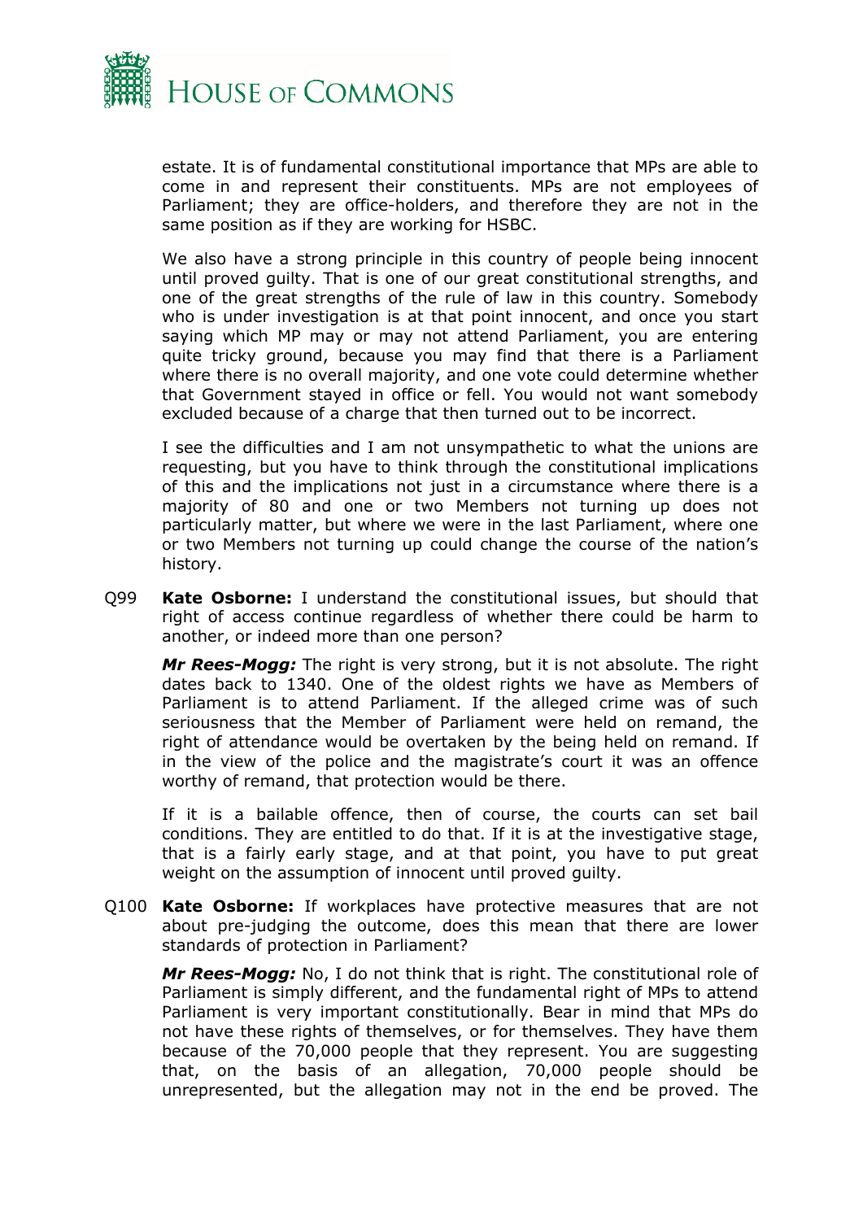estate. It is of fundamental constitutional importance that MPs are able to come in and represent their constituents. MPs are not employees of Parliament; they are office-holders, and therefore they are not in the same position as if they are working for HSBC.

We also have a strong principle in this country of people being innocent until proved guilty. That is one of our great constitutional strengths, and one of the great strengths of the rule of law in this country. Somebody who is under investigation is at that point innocent, and once you start saying which MP may or may not attend Parliament, you are entering quite tricky ground, because you may find that there is a Parliament where there is no overall majority, and one vote could determine whether that Government stayed in office or fell. You would not want somebody excluded because of a charge that then turned out to be incorrect.

I see the difficulties and I am not unsympathetic to what the unions are requesting, but you have to think through the constitutional implications of this and the implications not just in a circumstance where there is a majority of 80 and one or two Members not turning up does not particularly matter, but where we were in the last Parliament, where one or two Members not turning up could change the course of the nation's history.

Q99 **Kate Osborne:** I understand the constitutional issues, but should that right of access continue regardless of whether there could be harm to another, or indeed more than one person?

***Mr Rees-Mogg:*** The right is very strong, but it is not absolute. The right dates back to 1340. One of the oldest rights we have as Members of Parliament is to attend Parliament. If the alleged crime was of such seriousness that the Member of Parliament were held on remand, the right of attendance would be overtaken by the being held on remand. If in the view of the police and the magistrate's court it was an offence worthy of remand, that protection would be there.

If it is a bailable offence, then of course, the courts can set bail conditions. They are entitled to do that. If it is at the investigative stage, that is a fairly early stage, and at that point, you have to put great weight on the assumption of innocent until proved guilty.

Q100 **Kate Osborne:** If workplaces have protective measures that are not about pre-judging the outcome, does this mean that there are lower standards of protection in Parliament?

***Mr Rees-Mogg:*** No, I do not think that is right. The constitutional role of Parliament is simply different, and the fundamental right of MPs to attend Parliament is very important constitutionally. Bear in mind that MPs do not have these rights of themselves, or for themselves. They have them because of the 70,000 people that they represent. You are suggesting that, on the basis of an allegation, 70,000 people should be unrepresented, but the allegation may not in the end be proved. The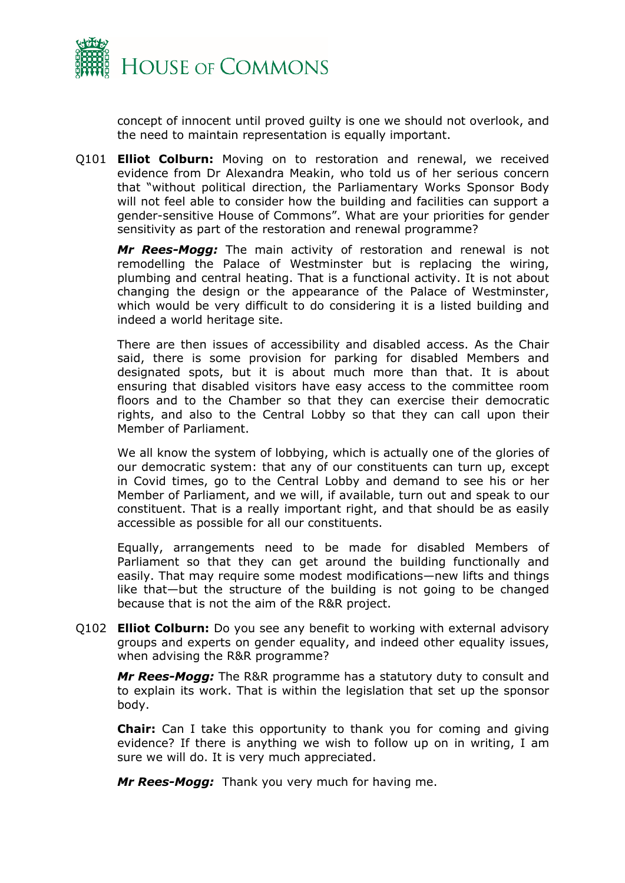concept of innocent until proved guilty is one we should not overlook, and the need to maintain representation is equally important.

Q101 **Elliot Colburn:** Moving on to restoration and renewal, we received evidence from Dr Alexandra Meakin, who told us of her serious concern that "without political direction, the Parliamentary Works Sponsor Body will not feel able to consider how the building and facilities can support a gender-sensitive House of Commons". What are your priorities for gender sensitivity as part of the restoration and renewal programme?

***Mr Rees-Mogg:*** The main activity of restoration and renewal is not remodelling the Palace of Westminster but is replacing the wiring, plumbing and central heating. That is a functional activity. It is not about changing the design or the appearance of the Palace of Westminster, which would be very difficult to do considering it is a listed building and indeed a world heritage site.

There are then issues of accessibility and disabled access. As the Chair said, there is some provision for parking for disabled Members and designated spots, but it is about much more than that. It is about ensuring that disabled visitors have easy access to the committee room floors and to the Chamber so that they can exercise their democratic rights, and also to the Central Lobby so that they can call upon their Member of Parliament.

We all know the system of lobbying, which is actually one of the glories of our democratic system: that any of our constituents can turn up, except in Covid times, go to the Central Lobby and demand to see his or her Member of Parliament, and we will, if available, turn out and speak to our constituent. That is a really important right, and that should be as easily accessible as possible for all our constituents.

Equally, arrangements need to be made for disabled Members of Parliament so that they can get around the building functionally and easily. That may require some modest modifications—new lifts and things like that—but the structure of the building is not going to be changed because that is not the aim of the R&R project.

Q102 **Elliot Colburn:** Do you see any benefit to working with external advisory groups and experts on gender equality, and indeed other equality issues, when advising the R&R programme?

***Mr Rees-Mogg:*** The R&R programme has a statutory duty to consult and to explain its work. That is within the legislation that set up the sponsor body.

**Chair:** Can I take this opportunity to thank you for coming and giving evidence? If there is anything we wish to follow up on in writing, I am sure we will do. It is very much appreciated.

***Mr Rees-Mogg:*** Thank you very much for having me.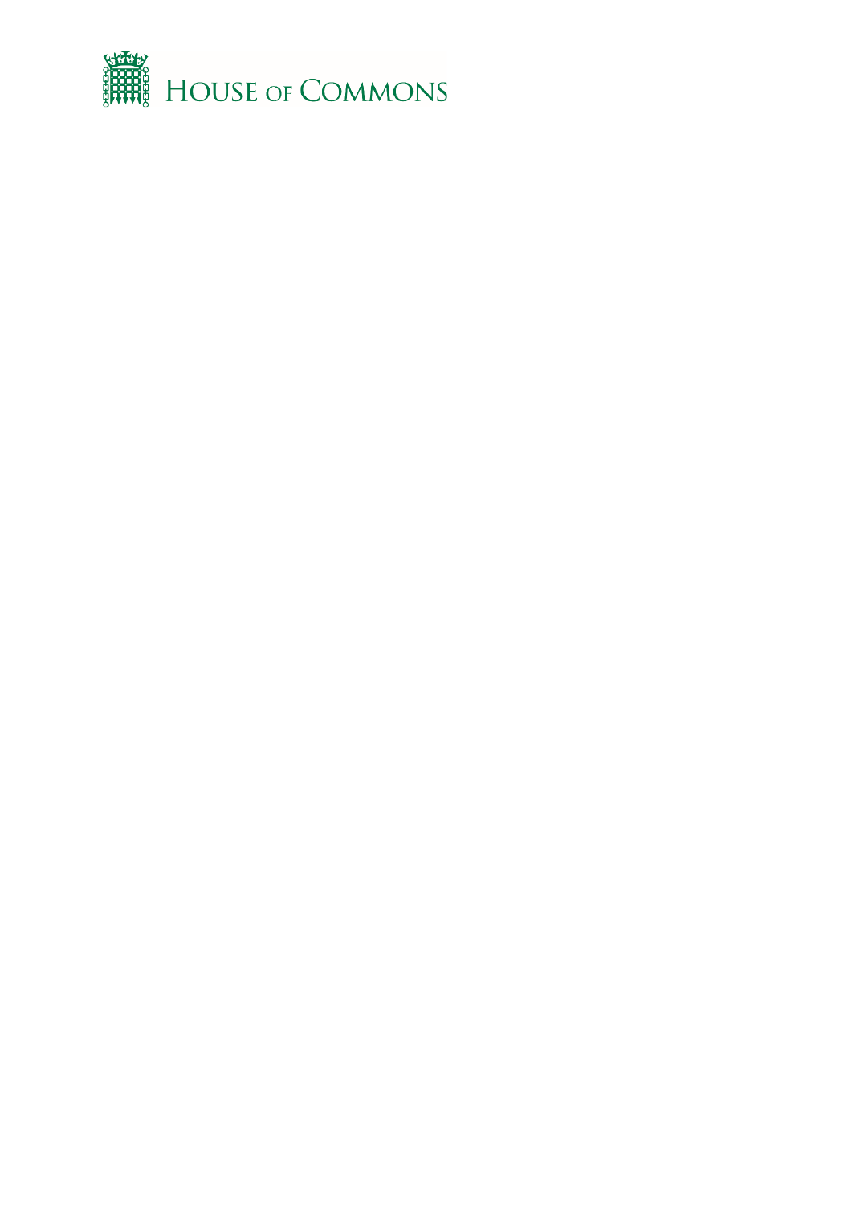HOUSE OF COMMONS